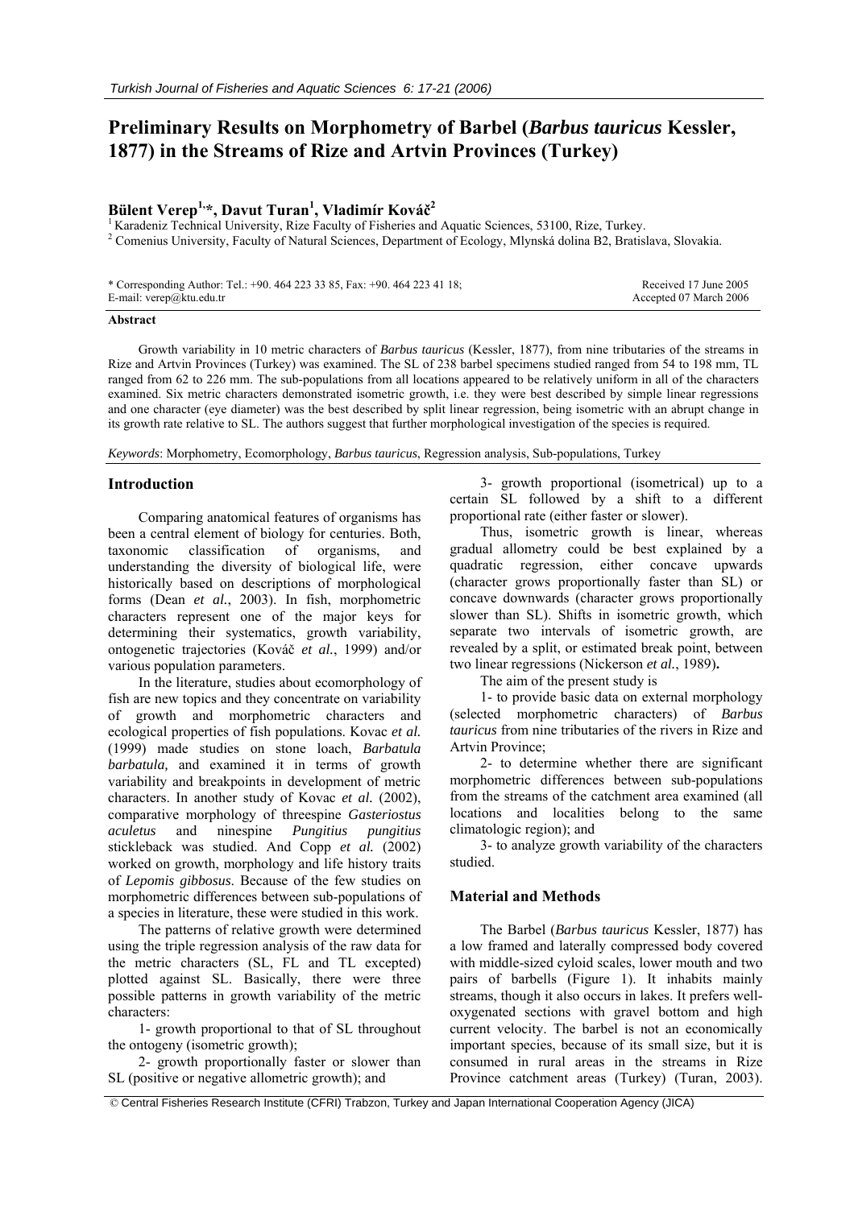# Preliminary Results on Morphometry of Barbel (*Barbus tauricus* Kessler, 1877) in the Streams of Rize and Artvin Provinces (Turkey)

**Bülent Verep[1,*], Davut Turan[1], Vladimír Kováč[2]**

[1] Karadeniz Technical University, Rize Faculty of Fisheries and Aquatic Sciences, 53100, Rize, Turkey.
[2] Comenius University, Faculty of Natural Sciences, Department of Ecology, Mlynská dolina B2, Bratislava, Slovakia.

\* Corresponding Author: Tel.: +90. 464 223 33 85, Fax: +90. 464 223 41 18;
E-mail: verep@ktu.edu.tr

Received 17 June 2005
Accepted 07 March 2006

### Abstract

Growth variability in 10 metric characters of *Barbus tauricus* (Kessler, 1877), from nine tributaries of the streams in Rize and Artvin Provinces (Turkey) was examined. The SL of 238 barbel specimens studied ranged from 54 to 198 mm, TL ranged from 62 to 226 mm. The sub-populations from all locations appeared to be relatively uniform in all of the characters examined. Six metric characters demonstrated isometric growth, i.e. they were best described by simple linear regressions and one character (eye diameter) was the best described by split linear regression, being isometric with an abrupt change in its growth rate relative to SL. The authors suggest that further morphological investigation of the species is required.

*Keywords*: Morphometry, Ecomorphology, *Barbus tauricus*, Regression analysis, Sub-populations, Turkey

## Introduction

Comparing anatomical features of organisms has been a central element of biology for centuries. Both, taxonomic classification of organisms, and understanding the diversity of biological life, were historically based on descriptions of morphological forms (Dean *et al.*, 2003). In fish, morphometric characters represent one of the major keys for determining their systematics, growth variability, ontogenetic trajectories (Kováč *et al.*, 1999) and/or various population parameters.

In the literature, studies about ecomorphology of fish are new topics and they concentrate on variability of growth and morphometric characters and ecological properties of fish populations. Kovac *et al.* (1999) made studies on stone loach, *Barbatula barbatula,* and examined it in terms of growth variability and breakpoints in development of metric characters. In another study of Kovac *et al.* (2002), comparative morphology of threespine *Gasteriostus aculetus* and ninespine *Pungitius pungitius* stickleback was studied. And Copp *et al.* (2002) worked on growth, morphology and life history traits of *Lepomis gibbosus*. Because of the few studies on morphometric differences between sub-populations of a species in literature, these were studied in this work.

The patterns of relative growth were determined using the triple regression analysis of the raw data for the metric characters (SL, FL and TL excepted) plotted against SL. Basically, there were three possible patterns in growth variability of the metric characters:

1- growth proportional to that of SL throughout the ontogeny (isometric growth);

2- growth proportionally faster or slower than SL (positive or negative allometric growth); and

3- growth proportional (isometrical) up to a certain SL followed by a shift to a different proportional rate (either faster or slower).

Thus, isometric growth is linear, whereas gradual allometry could be best explained by a quadratic regression, either concave upwards (character grows proportionally faster than SL) or concave downwards (character grows proportionally slower than SL). Shifts in isometric growth, which separate two intervals of isometric growth, are revealed by a split, or estimated break point, between two linear regressions (Nickerson *et al.*, 1989)**.**

The aim of the present study is

1- to provide basic data on external morphology (selected morphometric characters) of *Barbus tauricus* from nine tributaries of the rivers in Rize and Artvin Province;

2- to determine whether there are significant morphometric differences between sub-populations from the streams of the catchment area examined (all locations and localities belong to the same climatologic region); and

3- to analyze growth variability of the characters studied.

## Material and Methods

The Barbel (*Barbus tauricus* Kessler, 1877) has a low framed and laterally compressed body covered with middle-sized cyloid scales, lower mouth and two pairs of barbells (Figure 1). It inhabits mainly streams, though it also occurs in lakes. It prefers well-oxygenated sections with gravel bottom and high current velocity. The barbel is not an economically important species, because of its small size, but it is consumed in rural areas in the streams in Rize Province catchment areas (Turkey) (Turan, 2003).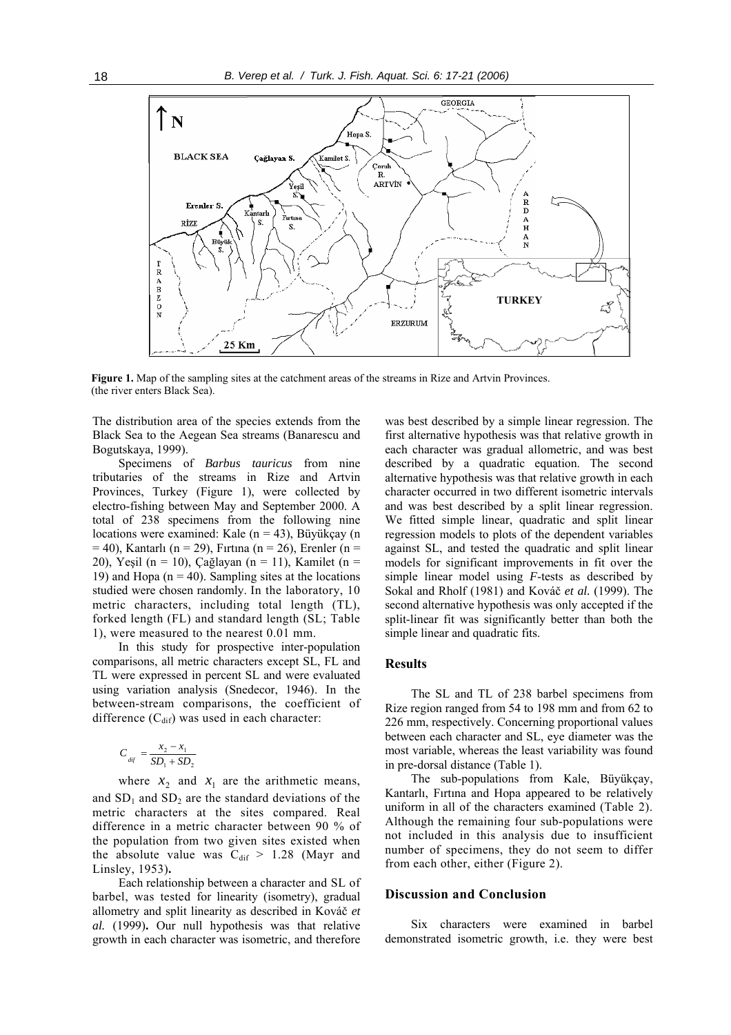**Figure 1.** Map of the sampling sites at the catchment areas of the streams in Rize and Artvin Provinces. (the river enters Black Sea).

The distribution area of the species extends from the Black Sea to the Aegean Sea streams (Banarescu and Bogutskaya, 1999).

Specimens of *Barbus tauricus* from nine tributaries of the streams in Rize and Artvin Provinces, Turkey (Figure 1), were collected by electro-fishing between May and September 2000. A total of 238 specimens from the following nine locations were examined: Kale (n = 43), Büyükçay (n = 40), Kantarlı (n = 29), Fırtına (n = 26), Erenler (n = 20), Yeşil (n = 10), Çağlayan (n = 11), Kamilet (n = 19) and Hopa (n = 40). Sampling sites at the locations studied were chosen randomly. In the laboratory, 10 metric characters, including total length (TL), forked length (FL) and standard length (SL; Table 1), were measured to the nearest 0.01 mm.

In this study for prospective inter-population comparisons, all metric characters except SL, FL and TL were expressed in percent SL and were evaluated using variation analysis (Snedecor, 1946). In the between-stream comparisons, the coefficient of difference ($C_{dif}$) was used in each character:

$$C_{dif} = \frac{x_2 - x_1}{SD_1 + SD_2}$$

where $x_2$ and $x_1$ are the arithmetic means, and $SD_1$ and $SD_2$ are the standard deviations of the metric characters at the sites compared. Real difference in a metric character between 90 % of the population from two given sites existed when the absolute value was $C_{dif} > 1.28$ (Mayr and Linsley, 1953)**.**

Each relationship between a character and SL of barbel, was tested for linearity (isometry), gradual allometry and split linearity as described in Kováč *et al.* (1999)**.** Our null hypothesis was that relative growth in each character was isometric, and therefore was best described by a simple linear regression. The first alternative hypothesis was that relative growth in each character was gradual allometric, and was best described by a quadratic equation. The second alternative hypothesis was that relative growth in each character occurred in two different isometric intervals and was best described by a split linear regression. We fitted simple linear, quadratic and split linear regression models to plots of the dependent variables against SL, and tested the quadratic and split linear models for significant improvements in fit over the simple linear model using *F*-tests as described by Sokal and Rholf (1981) and Kováč *et al.* (1999). The second alternative hypothesis was only accepted if the split-linear fit was significantly better than both the simple linear and quadratic fits.

## Results

The SL and TL of 238 barbel specimens from Rize region ranged from 54 to 198 mm and from 62 to 226 mm, respectively. Concerning proportional values between each character and SL, eye diameter was the most variable, whereas the least variability was found in pre-dorsal distance (Table 1).

The sub-populations from Kale, Büyükçay, Kantarlı, Fırtına and Hopa appeared to be relatively uniform in all of the characters examined (Table 2). Although the remaining four sub-populations were not included in this analysis due to insufficient number of specimens, they do not seem to differ from each other, either (Figure 2).

## Discussion and Conclusion

Six characters were examined in barbel demonstrated isometric growth, i.e. they were best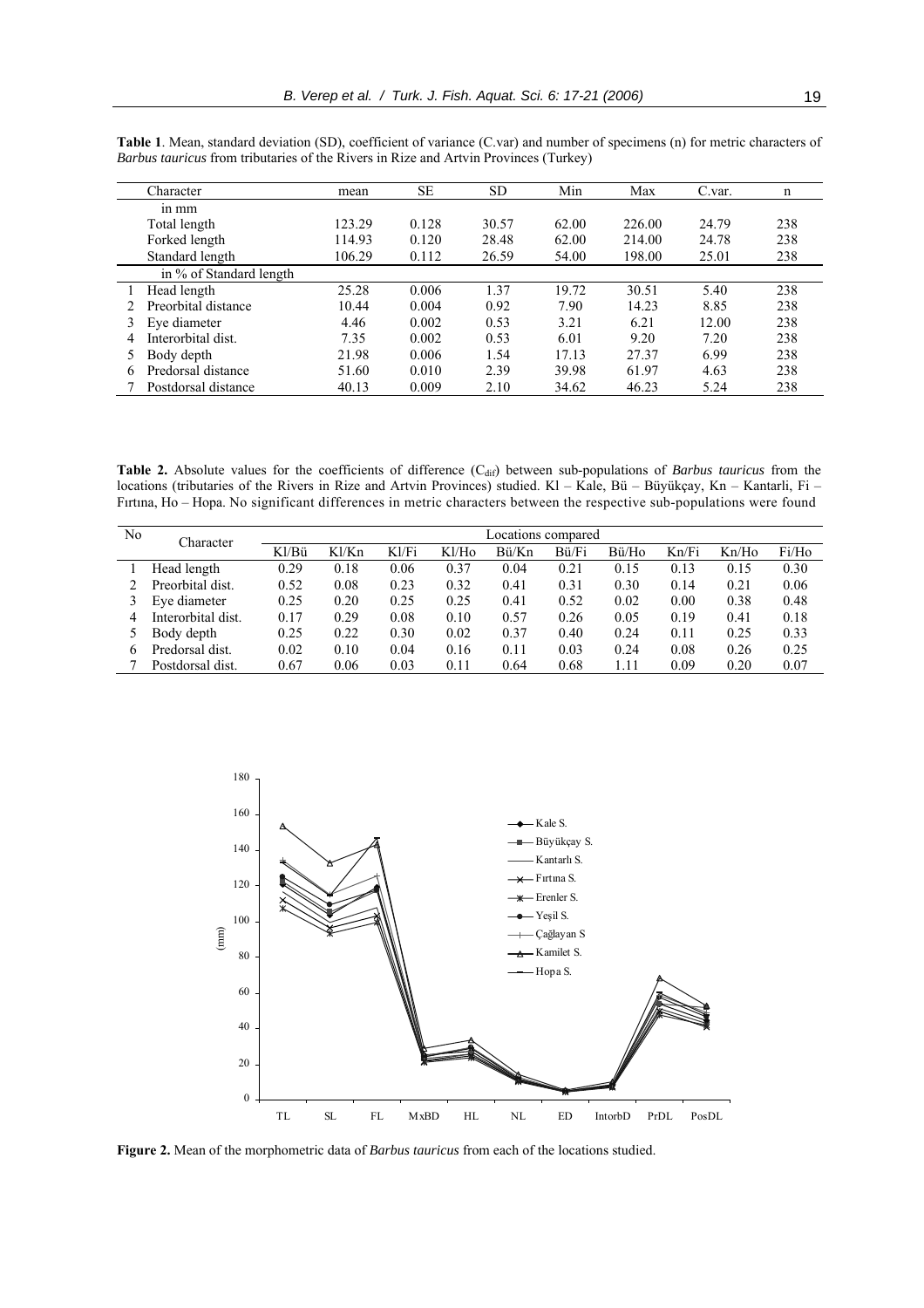**Table 1**. Mean, standard deviation (SD), coefficient of variance (C.var) and number of specimens (n) for metric characters of *Barbus tauricus* from tributaries of the Rivers in Rize and Artvin Provinces (Turkey)

| | Character | mean | SE | SD | Min | Max | C.var. | n |
|---|---|---|---|---|---|---|---|---|
| | in mm | | | | | | | |
| | Total length | 123.29 | 0.128 | 30.57 | 62.00 | 226.00 | 24.79 | 238 |
| | Forked length | 114.93 | 0.120 | 28.48 | 62.00 | 214.00 | 24.78 | 238 |
| | Standard length | 106.29 | 0.112 | 26.59 | 54.00 | 198.00 | 25.01 | 238 |
| | in % of Standard length | | | | | | | |
| 1 | Head length | 25.28 | 0.006 | 1.37 | 19.72 | 30.51 | 5.40 | 238 |
| 2 | Preorbital distance | 10.44 | 0.004 | 0.92 | 7.90 | 14.23 | 8.85 | 238 |
| 3 | Eye diameter | 4.46 | 0.002 | 0.53 | 3.21 | 6.21 | 12.00 | 238 |
| 4 | Interorbital dist. | 7.35 | 0.002 | 0.53 | 6.01 | 9.20 | 7.20 | 238 |
| 5 | Body depth | 21.98 | 0.006 | 1.54 | 17.13 | 27.37 | 6.99 | 238 |
| 6 | Predorsal distance | 51.60 | 0.010 | 2.39 | 39.98 | 61.97 | 4.63 | 238 |
| 7 | Postdorsal distance | 40.13 | 0.009 | 2.10 | 34.62 | 46.23 | 5.24 | 238 |

**Table 2.** Absolute values for the coefficients of difference ($C_{dif}$) between sub-populations of *Barbus tauricus* from the locations (tributaries of the Rivers in Rize and Artvin Provinces) studied. Kl – Kale, Bü – Büyükçay, Kn – Kantarli, Fi – Fırtına, Ho – Hopa. No significant differences in metric characters between the respective sub-populations were found

| No | Character | Locations compared | | | | | | | | | |
|---|---|---|---|---|---|---|---|---|---|---|---|
| | | Kl/Bü | Kl/Kn | Kl/Fi | Kl/Ho | Bü/Kn | Bü/Fi | Bü/Ho | Kn/Fi | Kn/Ho | Fi/Ho |
| 1 | Head length | 0.29 | 0.18 | 0.06 | 0.37 | 0.04 | 0.21 | 0.15 | 0.13 | 0.15 | 0.30 |
| 2 | Preorbital dist. | 0.52 | 0.08 | 0.23 | 0.32 | 0.41 | 0.31 | 0.30 | 0.14 | 0.21 | 0.06 |
| 3 | Eye diameter | 0.25 | 0.20 | 0.25 | 0.25 | 0.41 | 0.52 | 0.02 | 0.00 | 0.38 | 0.48 |
| 4 | Interorbital dist. | 0.17 | 0.29 | 0.08 | 0.10 | 0.57 | 0.26 | 0.05 | 0.19 | 0.41 | 0.18 |
| 5 | Body depth | 0.25 | 0.22 | 0.30 | 0.02 | 0.37 | 0.40 | 0.24 | 0.11 | 0.25 | 0.33 |
| 6 | Predorsal dist. | 0.02 | 0.10 | 0.04 | 0.16 | 0.11 | 0.03 | 0.24 | 0.08 | 0.26 | 0.25 |
| 7 | Postdorsal dist. | 0.67 | 0.06 | 0.03 | 0.11 | 0.64 | 0.68 | 1.11 | 0.09 | 0.20 | 0.07 |

**Figure 2.** Mean of the morphometric data of *Barbus tauricus* from each of the locations studied.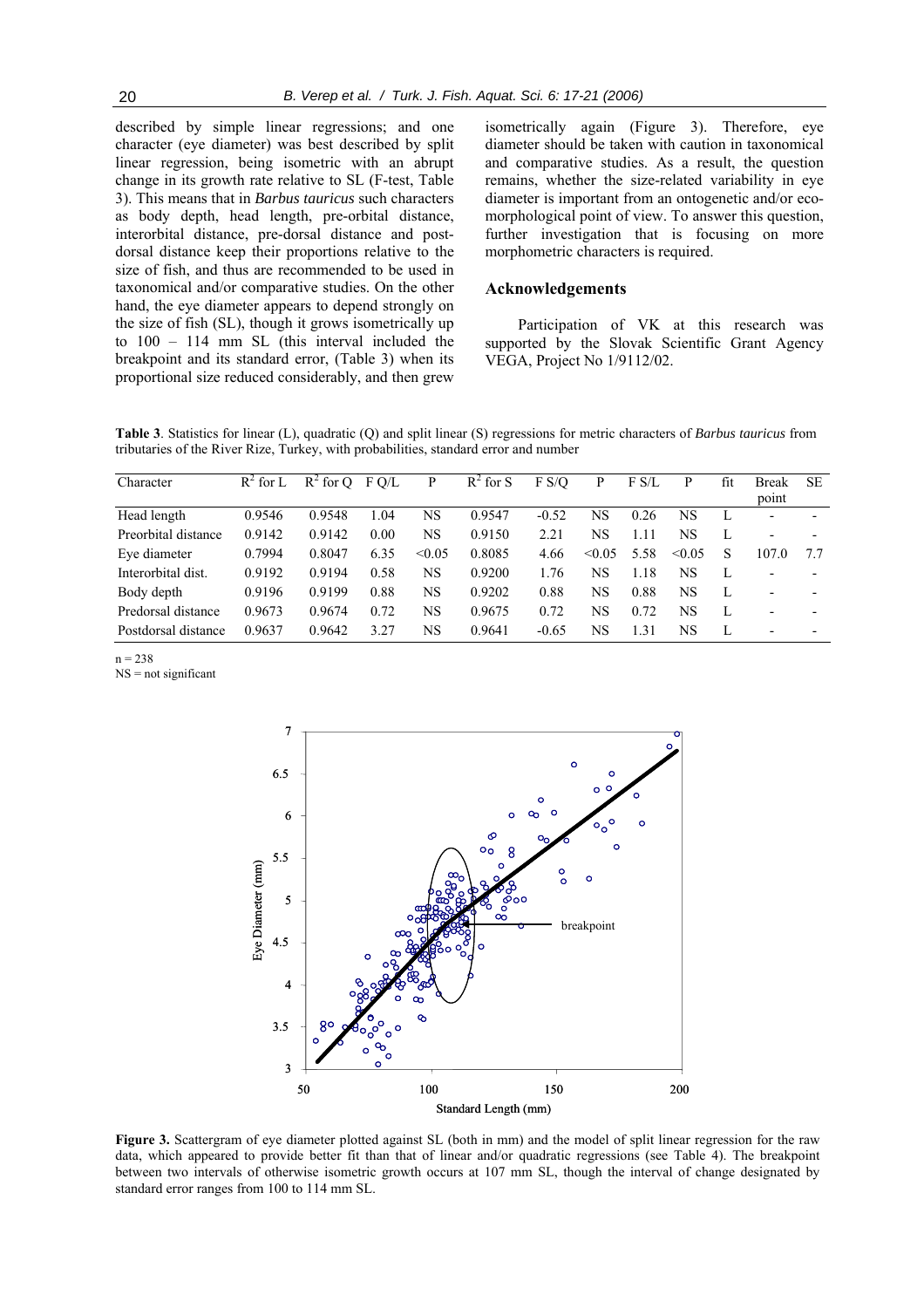described by simple linear regressions; and one character (eye diameter) was best described by split linear regression, being isometric with an abrupt change in its growth rate relative to SL (F-test, Table 3). This means that in *Barbus tauricus* such characters as body depth, head length, pre-orbital distance, interorbital distance, pre-dorsal distance and post-dorsal distance keep their proportions relative to the size of fish, and thus are recommended to be used in taxonomical and/or comparative studies. On the other hand, the eye diameter appears to depend strongly on the size of fish (SL), though it grows isometrically up to 100 – 114 mm SL (this interval included the breakpoint and its standard error, (Table 3) when its proportional size reduced considerably, and then grew isometrically again (Figure 3). Therefore, eye diameter should be taken with caution in taxonomical and comparative studies. As a result, the question remains, whether the size-related variability in eye diameter is important from an ontogenetic and/or eco-morphological point of view. To answer this question, further investigation that is focusing on more morphometric characters is required.

## Acknowledgements

Participation of VK at this research was supported by the Slovak Scientific Grant Agency VEGA, Project No 1/9112/02.

**Table 3**. Statistics for linear (L), quadratic (Q) and split linear (S) regressions for metric characters of *Barbus tauricus* from tributaries of the River Rize, Turkey, with probabilities, standard error and number

| Character | $R^2$ for L | $R^2$ for Q | F Q/L | P | $R^2$ for S | F S/Q | P | F S/L | P | fit | Break point | SE |
|---|---|---|---|---|---|---|---|---|---|---|---|---|
| Head length | 0.9546 | 0.9548 | 1.04 | NS | 0.9547 | -0.52 | NS | 0.26 | NS | L | - | - |
| Preorbital distance | 0.9142 | 0.9142 | 0.00 | NS | 0.9150 | 2.21 | NS | 1.11 | NS | L | - | - |
| Eye diameter | 0.7994 | 0.8047 | 6.35 | <0.05 | 0.8085 | 4.66 | <0.05 | 5.58 | <0.05 | S | 107.0 | 7.7 |
| Interorbital dist. | 0.9192 | 0.9194 | 0.58 | NS | 0.9200 | 1.76 | NS | 1.18 | NS | L | - | - |
| Body depth | 0.9196 | 0.9199 | 0.88 | NS | 0.9202 | 0.88 | NS | 0.88 | NS | L | - | - |
| Predorsal distance | 0.9673 | 0.9674 | 0.72 | NS | 0.9675 | 0.72 | NS | 0.72 | NS | L | - | - |
| Postdorsal distance | 0.9637 | 0.9642 | 3.27 | NS | 0.9641 | -0.65 | NS | 1.31 | NS | L | - | - |

n = 238
NS = not significant

**Figure 3.** Scattergram of eye diameter plotted against SL (both in mm) and the model of split linear regression for the raw data, which appeared to provide better fit than that of linear and/or quadratic regressions (see Table 4). The breakpoint between two intervals of otherwise isometric growth occurs at 107 mm SL, though the interval of change designated by standard error ranges from 100 to 114 mm SL.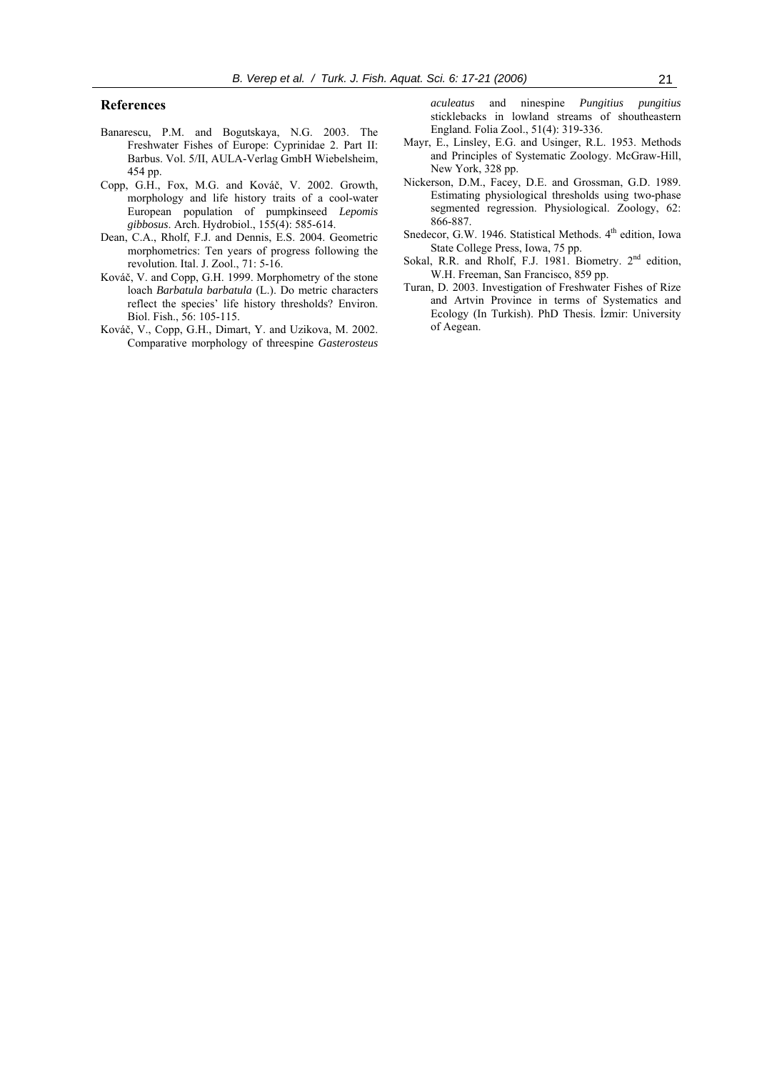## References

Banarescu, P.M. and Bogutskaya, N.G. 2003. The Freshwater Fishes of Europe: Cyprinidae 2. Part II: Barbus. Vol. 5/II, AULA-Verlag GmbH Wiebelsheim, 454 pp.

Copp, G.H., Fox, M.G. and Kováč, V. 2002. Growth, morphology and life history traits of a cool-water European population of pumpkinseed *Lepomis gibbosus*. Arch. Hydrobiol., 155(4): 585-614.

Dean, C.A., Rholf, F.J. and Dennis, E.S. 2004. Geometric morphometrics: Ten years of progress following the revolution. Ital. J. Zool., 71: 5-16.

Kováč, V. and Copp, G.H. 1999. Morphometry of the stone loach *Barbatula barbatula* (L.). Do metric characters reflect the species' life history thresholds? Environ. Biol. Fish., 56: 105-115.

Kováč, V., Copp, G.H., Dimart, Y. and Uzikova, M. 2002. Comparative morphology of threespine *Gasterosteus aculeatus* and ninespine *Pungitius pungitius* sticklebacks in lowland streams of shoutheastern England. Folia Zool., 51(4): 319-336.

Mayr, E., Linsley, E.G. and Usinger, R.L. 1953. Methods and Principles of Systematic Zoology. McGraw-Hill, New York, 328 pp.

Nickerson, D.M., Facey, D.E. and Grossman, G.D. 1989. Estimating physiological thresholds using two-phase segmented regression. Physiological. Zoology, 62: 866-887.

Snedecor, G.W. 1946. Statistical Methods. 4th edition, Iowa State College Press, Iowa, 75 pp.

Sokal, R.R. and Rholf, F.J. 1981. Biometry. 2nd edition, W.H. Freeman, San Francisco, 859 pp.

Turan, D. 2003. Investigation of Freshwater Fishes of Rize and Artvin Province in terms of Systematics and Ecology (In Turkish). PhD Thesis. İzmir: University of Aegean.